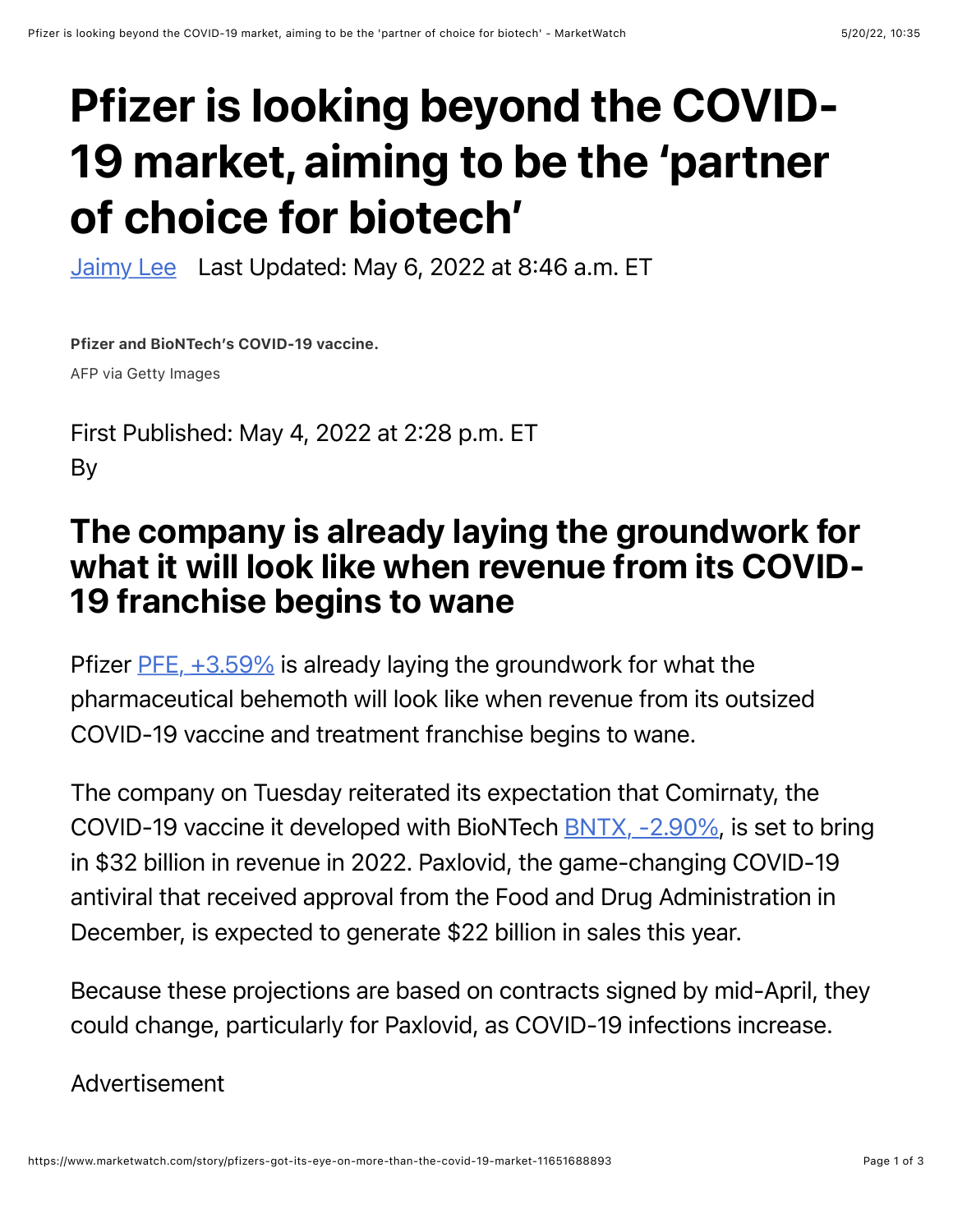# Pfizer is looking beyond the COVID-19 market, aiming to be the 'partner of choice for biotech'

Jaimy Lee   Last Updated: May 6, 2022 at 8:46 a.m. ET

**Pfizer and BioNTech's COVID-19 vaccine.**

AFP via Getty Images

First Published: May 4, 2022 at 2:28 p.m. ET

By

## The company is already laying the groundwork for what it will look like when revenue from its COVID-19 franchise begins to wane

Pfizer PFE, +3.59% is already laying the groundwork for what the pharmaceutical behemoth will look like when revenue from its outsized COVID-19 vaccine and treatment franchise begins to wane.

The company on Tuesday reiterated its expectation that Comirnaty, the COVID-19 vaccine it developed with BioNTech BNTX, -2.90%, is set to bring in $32 billion in revenue in 2022. Paxlovid, the game-changing COVID-19 antiviral that received approval from the Food and Drug Administration in December, is expected to generate $22 billion in sales this year.

Because these projections are based on contracts signed by mid-April, they could change, particularly for Paxlovid, as COVID-19 infections increase.

Advertisement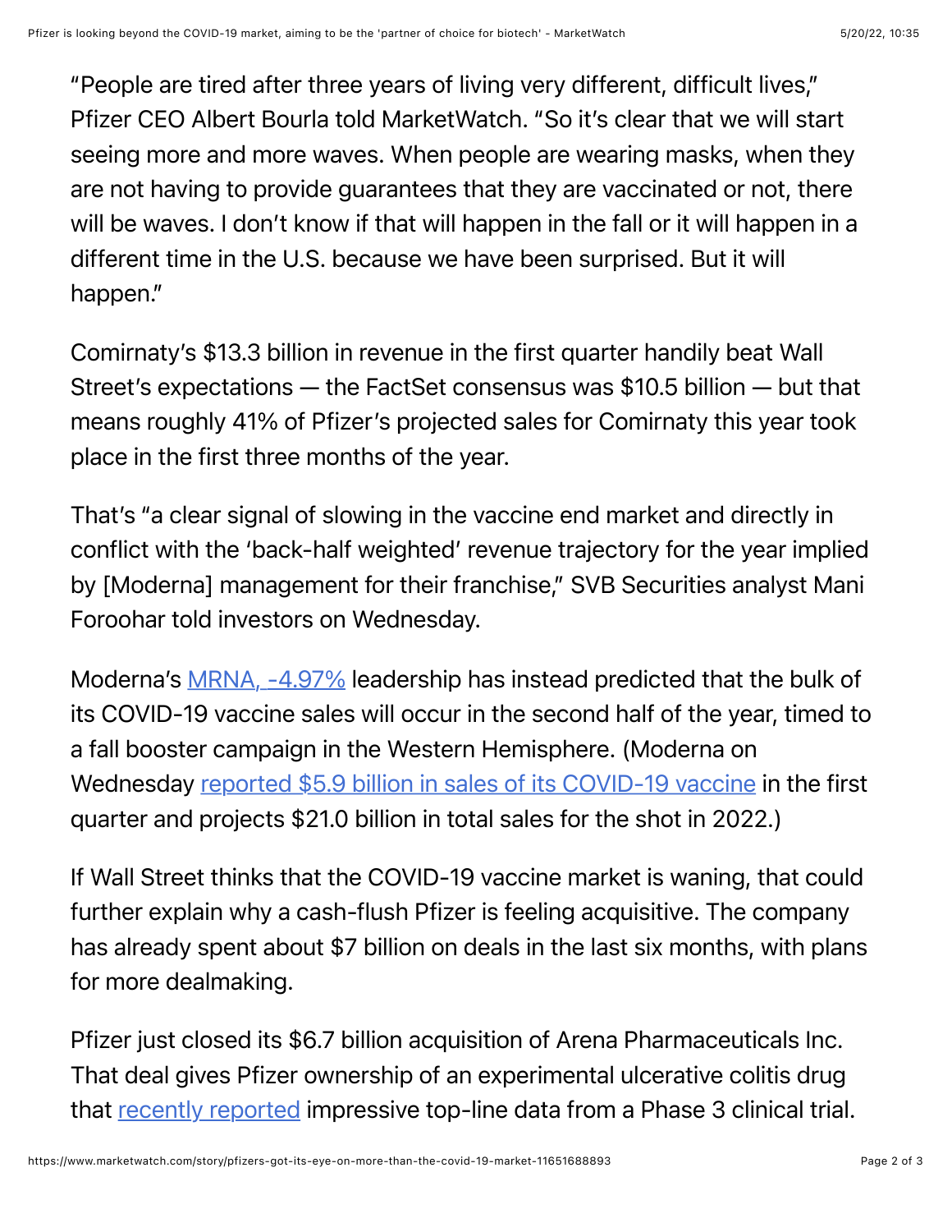"People are tired after three years of living very different, difficult lives," Pfizer CEO Albert Bourla told MarketWatch. "So it's clear that we will start seeing more and more waves. When people are wearing masks, when they are not having to provide guarantees that they are vaccinated or not, there will be waves. I don't know if that will happen in the fall or it will happen in a different time in the U.S. because we have been surprised. But it will happen."

Comirnaty's $13.3 billion in revenue in the first quarter handily beat Wall Street's expectations — the FactSet consensus was $10.5 billion — but that means roughly 41% of Pfizer's projected sales for Comirnaty this year took place in the first three months of the year.

That's "a clear signal of slowing in the vaccine end market and directly in conflict with the 'back-half weighted' revenue trajectory for the year implied by [Moderna] management for their franchise," SVB Securities analyst Mani Foroohar told investors on Wednesday.

Moderna's MRNA, -4.97% leadership has instead predicted that the bulk of its COVID-19 vaccine sales will occur in the second half of the year, timed to a fall booster campaign in the Western Hemisphere. (Moderna on Wednesday reported $5.9 billion in sales of its COVID-19 vaccine in the first quarter and projects $21.0 billion in total sales for the shot in 2022.)

If Wall Street thinks that the COVID-19 vaccine market is waning, that could further explain why a cash-flush Pfizer is feeling acquisitive. The company has already spent about $7 billion on deals in the last six months, with plans for more dealmaking.

Pfizer just closed its $6.7 billion acquisition of Arena Pharmaceuticals Inc. That deal gives Pfizer ownership of an experimental ulcerative colitis drug that recently reported impressive top-line data from a Phase 3 clinical trial.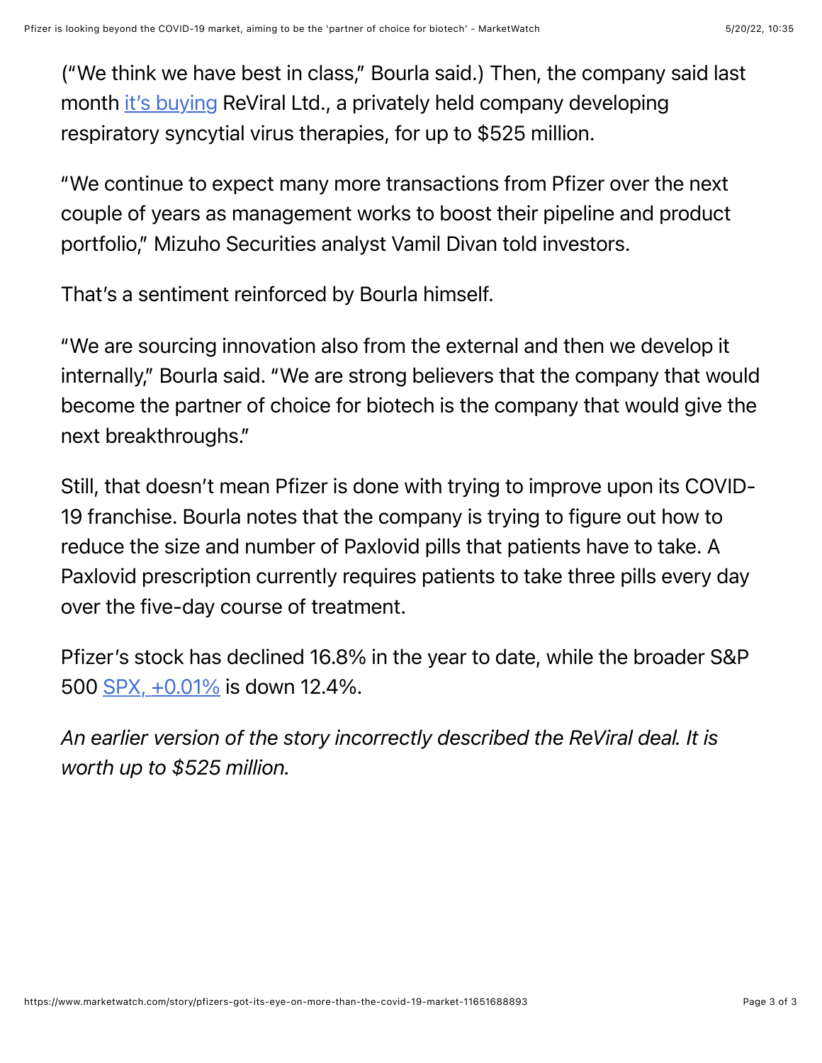("We think we have best in class," Bourla said.) Then, the company said last month it's buying ReViral Ltd., a privately held company developing respiratory syncytial virus therapies, for up to $525 million.

"We continue to expect many more transactions from Pfizer over the next couple of years as management works to boost their pipeline and product portfolio," Mizuho Securities analyst Vamil Divan told investors.

That's a sentiment reinforced by Bourla himself.

"We are sourcing innovation also from the external and then we develop it internally," Bourla said. "We are strong believers that the company that would become the partner of choice for biotech is the company that would give the next breakthroughs."

Still, that doesn't mean Pfizer is done with trying to improve upon its COVID-19 franchise. Bourla notes that the company is trying to figure out how to reduce the size and number of Paxlovid pills that patients have to take. A Paxlovid prescription currently requires patients to take three pills every day over the five-day course of treatment.

Pfizer's stock has declined 16.8% in the year to date, while the broader S&P 500 SPX, +0.01% is down 12.4%.

*An earlier version of the story incorrectly described the ReViral deal. It is worth up to $525 million.*